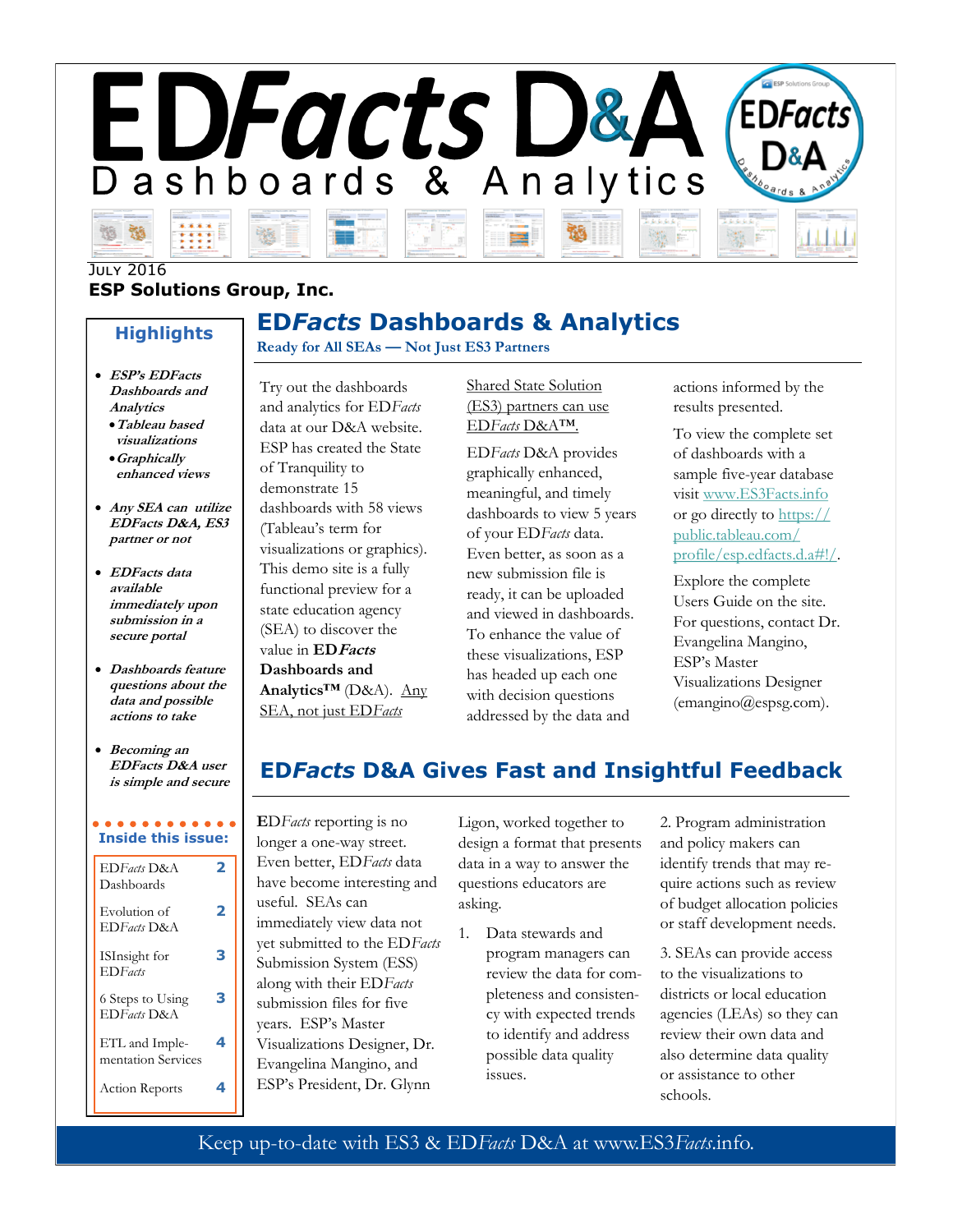# EDFacts D&A

## Dashboards & Analytics

July 2016

**ESP Solutions Group, Inc.**

### Highlights

- ***ESP's EDFacts Dashboards and Analytics***
  - ***Tableau based visualizations***
  - ***Graphically enhanced views***
- ***Any SEA can utilize EDFacts D&A, ES3 partner or not***
- ***EDFacts data available immediately upon submission in a secure portal***
- ***Dashboards feature questions about the data and possible actions to take***
- ***Becoming an EDFacts D&A user is simple and secure***

**Inside this issue:**

| | |
|---|---|
| ED*Facts* D&A Dashboards | 2 |
| Evolution of ED*Facts* D&A | 2 |
| ISInsight for ED*Facts* | 3 |
| 6 Steps to Using ED*Facts* D&A | 3 |
| ETL and Implementation Services | 4 |
| Action Reports | 4 |

## ED*Facts* Dashboards & Analytics

**Ready for All SEAs — Not Just ES3 Partners**

Try out the dashboards and analytics for ED*Facts* data at our D&A website. ESP has created the State of Tranquility to demonstrate 15 dashboards with 58 views (Tableau's term for visualizations or graphics). This demo site is a fully functional preview for a state education agency (SEA) to discover the value in **ED*Facts* Dashboards and Analytics™** (D&A). Any SEA, not just ED*Facts* Shared State Solution (ES3) partners can use ED*Facts* D&A™.

ED*Facts* D&A provides graphically enhanced, meaningful, and timely dashboards to view 5 years of your ED*Facts* data. Even better, as soon as a new submission file is ready, it can be uploaded and viewed in dashboards. To enhance the value of these visualizations, ESP has headed up each one with decision questions addressed by the data and actions informed by the results presented.

To view the complete set of dashboards with a sample five-year database visit www.ES3Facts.info or go directly to https://public.tableau.com/profile/esp.edfacts.d.a#!/.

Explore the complete Users Guide on the site. For questions, contact Dr. Evangelina Mangino, ESP's Master Visualizations Designer (emangino@espsg.com).

## ED*Facts* D&A Gives Fast and Insightful Feedback

**ED***Facts* reporting is no longer a one-way street. Even better, ED*Facts* data have become interesting and useful. SEAs can immediately view data not yet submitted to the ED*Facts* Submission System (ESS) along with their ED*Facts* submission files for five years. ESP's Master Visualizations Designer, Dr. Evangelina Mangino, and ESP's President, Dr. Glynn Ligon, worked together to design a format that presents data in a way to answer the questions educators are asking.

1. Data stewards and program managers can review the data for completeness and consistency with expected trends to identify and address possible data quality issues.

2. Program administration and policy makers can identify trends that may require actions such as review of budget allocation policies or staff development needs.

3. SEAs can provide access to the visualizations to districts or local education agencies (LEAs) so they can review their own data and also determine data quality or assistance to other schools.

Keep up-to-date with ES3 & ED*Facts* D&A at www.ES3*Facts*.info.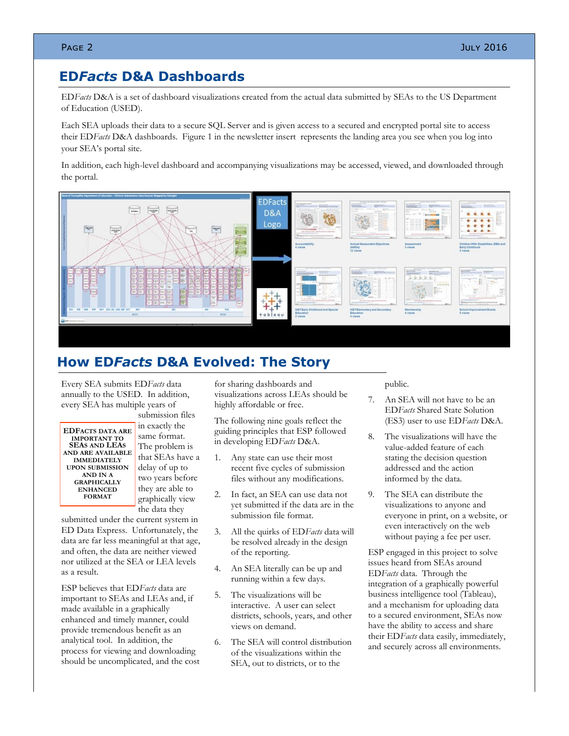## ED*Facts* D&A Dashboards

ED*Facts* D&A is a set of dashboard visualizations created from the actual data submitted by SEAs to the US Department of Education (USED).

Each SEA uploads their data to a secure SQL Server and is given access to a secured and encrypted portal site to access their ED*Facts* D&A dashboards. Figure 1 in the newsletter insert represents the landing area you see when you log into your SEA's portal site.

In addition, each high-level dashboard and accompanying visualizations may be accessed, viewed, and downloaded through the portal.

## How ED*Facts* D&A Evolved: The Story

Every SEA submits ED*Facts* data annually to the USED. In addition, every SEA has multiple years of submission files in exactly the same format. The problem is that SEAs have a delay of up to two years before they are able to graphically view the data they submitted under the current system in ED Data Express. Unfortunately, the data are far less meaningful at that age, and often, the data are neither viewed nor utilized at the SEA or LEA levels as a result.

**EDFACTS DATA ARE IMPORTANT TO SEAS AND LEAS AND ARE AVAILABLE IMMEDIATELY UPON SUBMISSION AND IN A GRAPHICALLY ENHANCED FORMAT**

ESP believes that ED*Facts* data are important to SEAs and LEAs and, if made available in a graphically enhanced and timely manner, could provide tremendous benefit as an analytical tool. In addition, the process for viewing and downloading should be uncomplicated, and the cost for sharing dashboards and visualizations across LEAs should be highly affordable or free.

The following nine goals reflect the guiding principles that ESP followed in developing ED*Facts* D&A.

1. Any state can use their most recent five cycles of submission files without any modifications.
2. In fact, an SEA can use data not yet submitted if the data are in the submission file format.
3. All the quirks of ED*Facts* data will be resolved already in the design of the reporting.
4. An SEA literally can be up and running within a few days.
5. The visualizations will be interactive. A user can select districts, schools, years, and other views on demand.
6. The SEA will control distribution of the visualizations within the SEA, out to districts, or to the public.
7. An SEA will not have to be an ED*Facts* Shared State Solution (ES3) user to use ED*Facts* D&A.
8. The visualizations will have the value-added feature of each stating the decision question addressed and the action informed by the data.
9. The SEA can distribute the visualizations to anyone and everyone in print, on a website, or even interactively on the web without paying a fee per user.

ESP engaged in this project to solve issues heard from SEAs around ED*Facts* data. Through the integration of a graphically powerful business intelligence tool (Tableau), and a mechanism for uploading data to a secured environment, SEAs now have the ability to access and share their ED*Facts* data easily, immediately, and securely across all environments.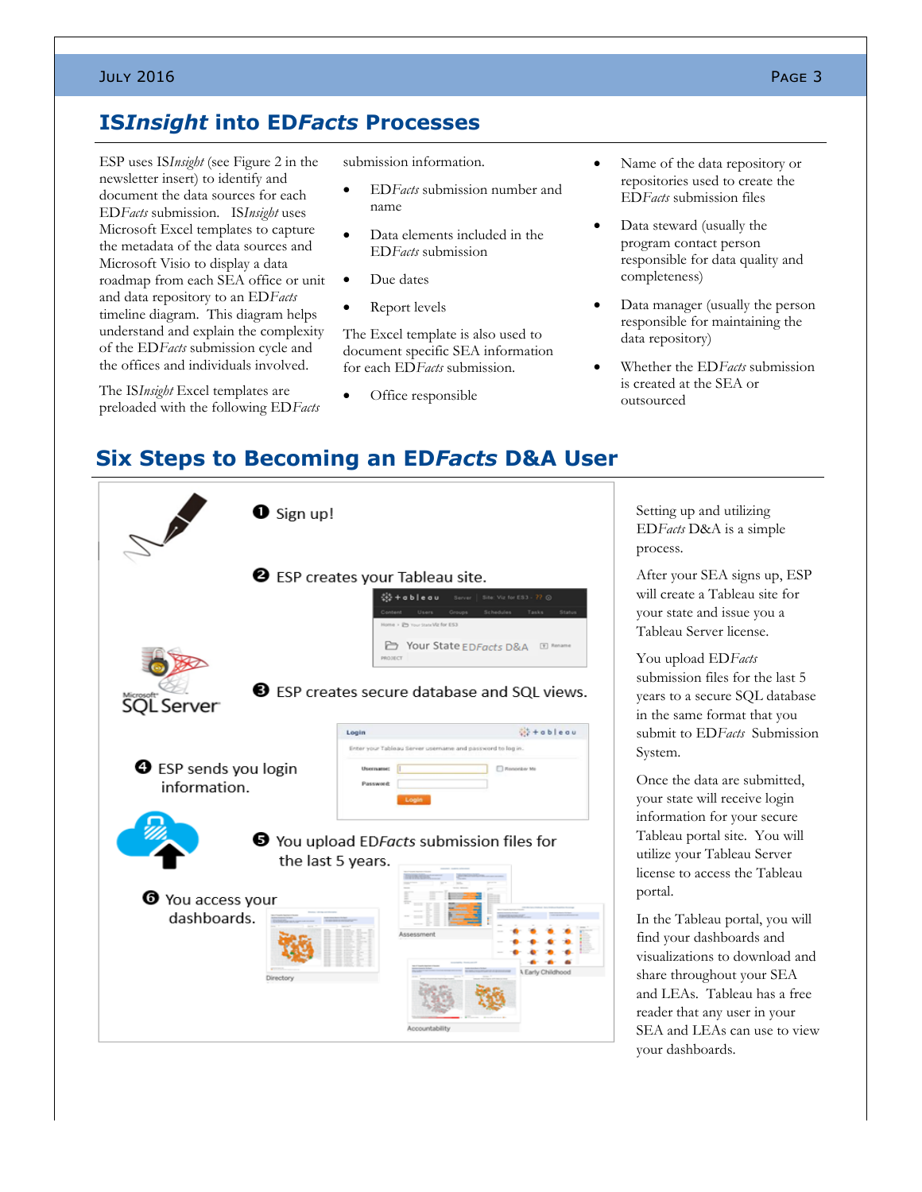## IS*Insight* into ED*Facts* Processes

ESP uses IS*Insight* (see Figure 2 in the newsletter insert) to identify and document the data sources for each ED*Facts* submission. IS*Insight* uses Microsoft Excel templates to capture the metadata of the data sources and Microsoft Visio to display a data roadmap from each SEA office or unit and data repository to an ED*Facts* timeline diagram. This diagram helps understand and explain the complexity of the ED*Facts* submission cycle and the offices and individuals involved.

The IS*Insight* Excel templates are preloaded with the following ED*Facts* submission information.

- ED*Facts* submission number and name
- Data elements included in the ED*Facts* submission
- Due dates
- Report levels

The Excel template is also used to document specific SEA information for each ED*Facts* submission.

- Office responsible
- Name of the data repository or repositories used to create the ED*Facts* submission files
- Data steward (usually the program contact person responsible for data quality and completeness)
- Data manager (usually the person responsible for maintaining the data repository)
- Whether the ED*Facts* submission is created at the SEA or outsourced

## Six Steps to Becoming an ED*Facts* D&A User

❶ Sign up!

❷ ESP creates your Tableau site.

❸ ESP creates secure database and SQL views.

❹ ESP sends you login information.

❺ You upload ED*Facts* submission files for the last 5 years.

❻ You access your dashboards.

Setting up and utilizing ED*Facts* D&A is a simple process.

After your SEA signs up, ESP will create a Tableau site for your state and issue you a Tableau Server license.

You upload ED*Facts* submission files for the last 5 years to a secure SQL database in the same format that you submit to ED*Facts* Submission System.

Once the data are submitted, your state will receive login information for your secure Tableau portal site. You will utilize your Tableau Server license to access the Tableau portal.

In the Tableau portal, you will find your dashboards and visualizations to download and share throughout your SEA and LEAs. Tableau has a free reader that any user in your SEA and LEAs can use to view your dashboards.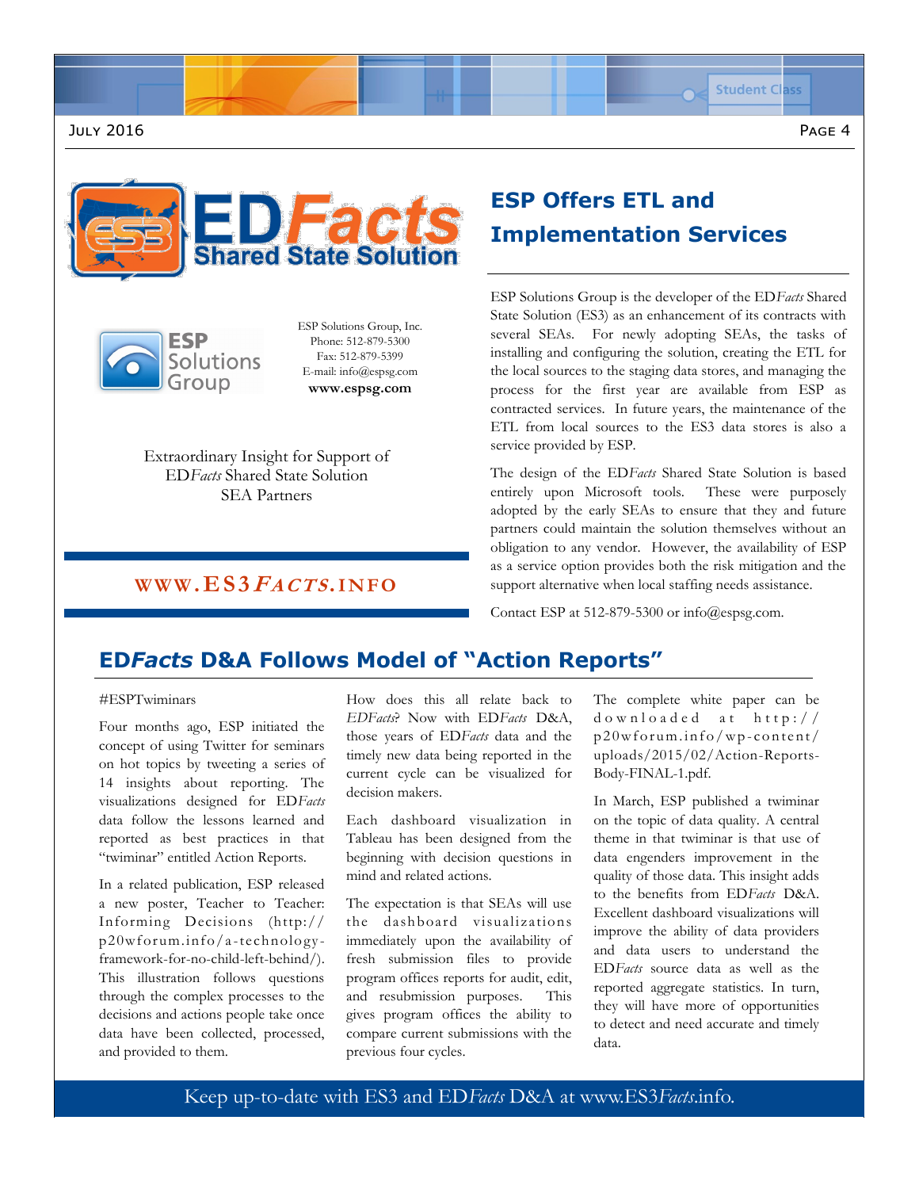ESP Solutions Group, Inc.
Phone: 512-879-5300
Fax: 512-879-5399
E-mail: info@espsg.com
**www.espsg.com**

Extraordinary Insight for Support of ED*Facts* Shared State Solution SEA Partners

**WWW.ES3*FACTS*.INFO**

## ESP Offers ETL and Implementation Services

ESP Solutions Group is the developer of the ED*Facts* Shared State Solution (ES3) as an enhancement of its contracts with several SEAs. For newly adopting SEAs, the tasks of installing and configuring the solution, creating the ETL for the local sources to the staging data stores, and managing the process for the first year are available from ESP as contracted services. In future years, the maintenance of the ETL from local sources to the ES3 data stores is also a service provided by ESP.

The design of the ED*Facts* Shared State Solution is based entirely upon Microsoft tools. These were purposely adopted by the early SEAs to ensure that they and future partners could maintain the solution themselves without an obligation to any vendor. However, the availability of ESP as a service option provides both the risk mitigation and the support alternative when local staffing needs assistance.

Contact ESP at 512-879-5300 or info@espsg.com.

## ED*Facts* D&A Follows Model of "Action Reports"

#ESPTwiminars

Four months ago, ESP initiated the concept of using Twitter for seminars on hot topics by tweeting a series of 14 insights about reporting. The visualizations designed for ED*Facts* data follow the lessons learned and reported as best practices in that "twiminar" entitled Action Reports.

In a related publication, ESP released a new poster, Teacher to Teacher: Informing Decisions (http://p20wforum.info/a-technology-framework-for-no-child-left-behind/). This illustration follows questions through the complex processes to the decisions and actions people take once data have been collected, processed, and provided to them.

How does this all relate back to *EDFacts*? Now with ED*Facts* D&A, those years of ED*Facts* data and the timely new data being reported in the current cycle can be visualized for decision makers.

Each dashboard visualization in Tableau has been designed from the beginning with decision questions in mind and related actions.

The expectation is that SEAs will use the dashboard visualizations immediately upon the availability of fresh submission files to provide program offices reports for audit, edit, and resubmission purposes. This gives program offices the ability to compare current submissions with the previous four cycles.

The complete white paper can be downloaded at http://p20wforum.info/wp-content/uploads/2015/02/Action-Reports-Body-FINAL-1.pdf.

In March, ESP published a twiminar on the topic of data quality. A central theme in that twiminar is that use of data engenders improvement in the quality of those data. This insight adds to the benefits from ED*Facts* D&A. Excellent dashboard visualizations will improve the ability of data providers and data users to understand the ED*Facts* source data as well as the reported aggregate statistics. In turn, they will have more of opportunities to detect and need accurate and timely data.

Keep up-to-date with ES3 and ED*Facts* D&A at www.ES3*Facts*.info.